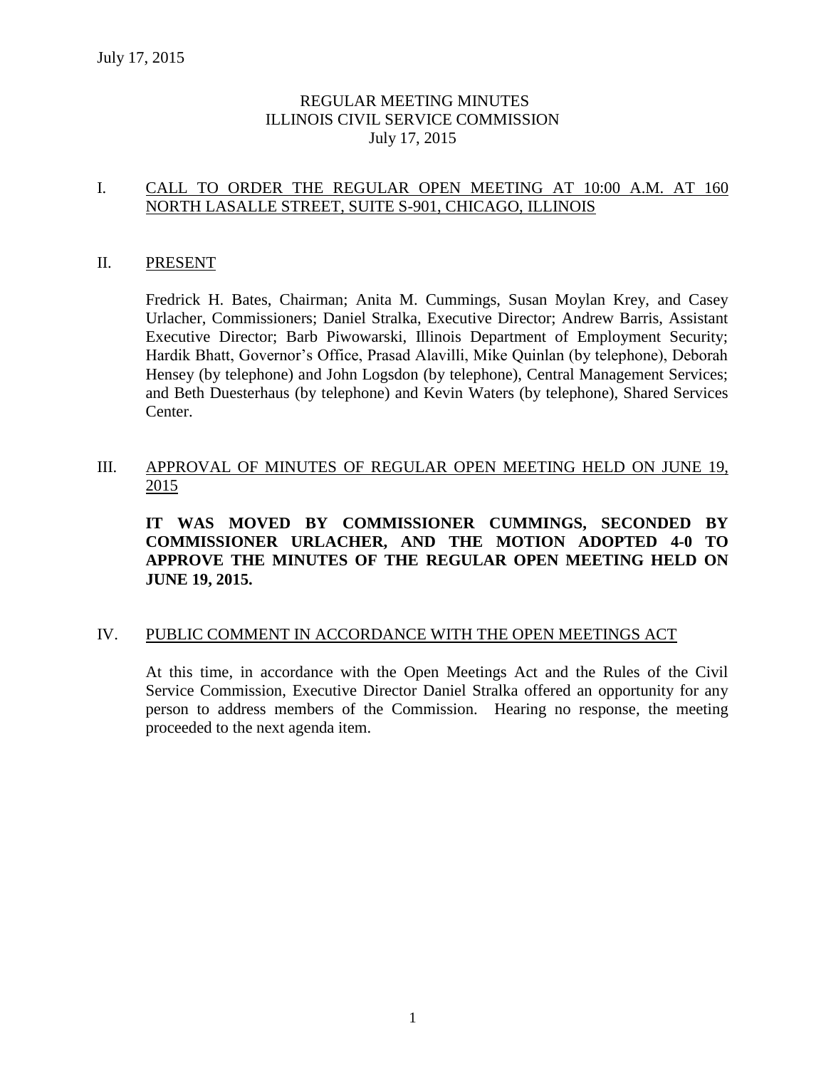# REGULAR MEETING MINUTES
# ILLINOIS CIVIL SERVICE COMMISSION
# July 17, 2015

## I. CALL TO ORDER THE REGULAR OPEN MEETING AT 10:00 A.M. AT 160 NORTH LASALLE STREET, SUITE S-901, CHICAGO, ILLINOIS

## II. PRESENT

Fredrick H. Bates, Chairman; Anita M. Cummings, Susan Moylan Krey, and Casey Urlacher, Commissioners; Daniel Stralka, Executive Director; Andrew Barris, Assistant Executive Director; Barb Piwowarski, Illinois Department of Employment Security; Hardik Bhatt, Governor's Office, Prasad Alavilli, Mike Quinlan (by telephone), Deborah Hensey (by telephone) and John Logsdon (by telephone), Central Management Services; and Beth Duesterhaus (by telephone) and Kevin Waters (by telephone), Shared Services Center.

## III. APPROVAL OF MINUTES OF REGULAR OPEN MEETING HELD ON JUNE 19, 2015

**IT WAS MOVED BY COMMISSIONER CUMMINGS, SECONDED BY COMMISSIONER URLACHER, AND THE MOTION ADOPTED 4-0 TO APPROVE THE MINUTES OF THE REGULAR OPEN MEETING HELD ON JUNE 19, 2015.**

## IV. PUBLIC COMMENT IN ACCORDANCE WITH THE OPEN MEETINGS ACT

At this time, in accordance with the Open Meetings Act and the Rules of the Civil Service Commission, Executive Director Daniel Stralka offered an opportunity for any person to address members of the Commission. Hearing no response, the meeting proceeded to the next agenda item.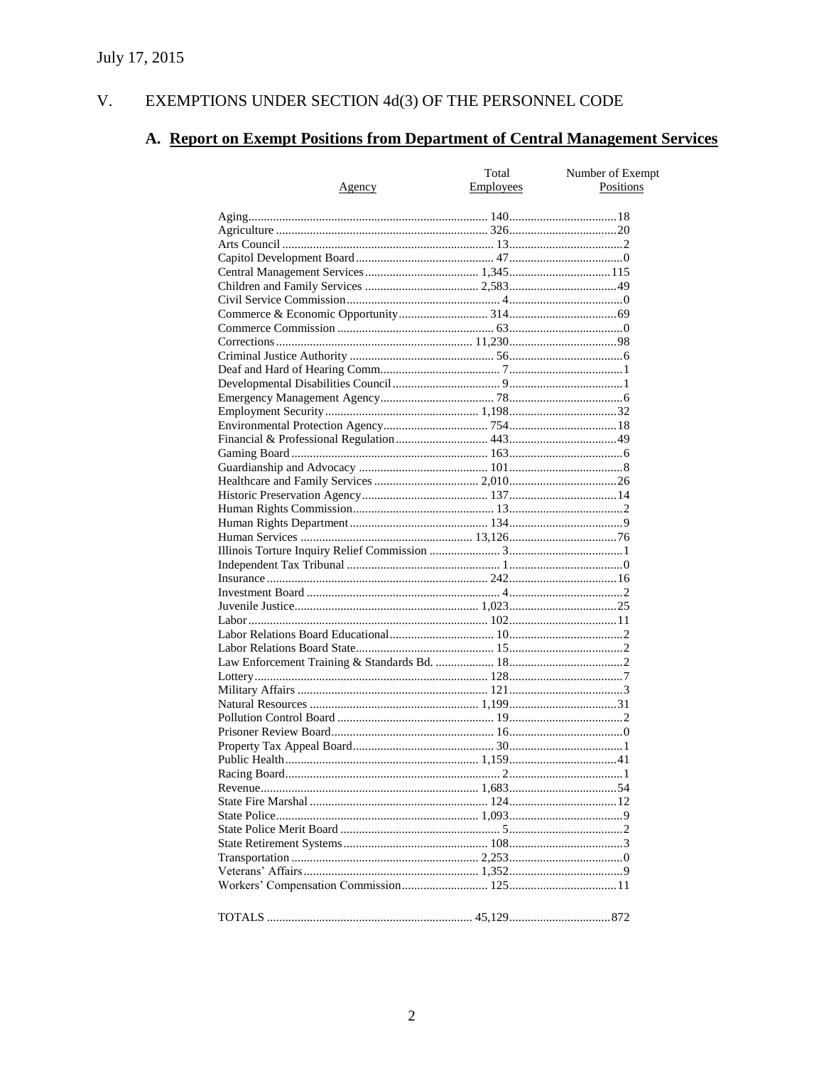July 17, 2015

# V. EXEMPTIONS UNDER SECTION 4d(3) OF THE PERSONNEL CODE

## A. Report on Exempt Positions from Department of Central Management Services

| Agency | Total Employees | Number of Exempt Positions |
|---|---|---|
| Aging | 140 | 18 |
| Agriculture | 326 | 20 |
| Arts Council | 13 | 2 |
| Capitol Development Board | 47 | 0 |
| Central Management Services | 1,345 | 115 |
| Children and Family Services | 2,583 | 49 |
| Civil Service Commission | 4 | 0 |
| Commerce & Economic Opportunity | 314 | 69 |
| Commerce Commission | 63 | 0 |
| Corrections | 11,230 | 98 |
| Criminal Justice Authority | 56 | 6 |
| Deaf and Hard of Hearing Comm. | 7 | 1 |
| Developmental Disabilities Council | 9 | 1 |
| Emergency Management Agency | 78 | 6 |
| Employment Security | 1,198 | 32 |
| Environmental Protection Agency | 754 | 18 |
| Financial & Professional Regulation | 443 | 49 |
| Gaming Board | 163 | 6 |
| Guardianship and Advocacy | 101 | 8 |
| Healthcare and Family Services | 2,010 | 26 |
| Historic Preservation Agency | 137 | 14 |
| Human Rights Commission | 13 | 2 |
| Human Rights Department | 134 | 9 |
| Human Services | 13,126 | 76 |
| Illinois Torture Inquiry Relief Commission | 3 | 1 |
| Independent Tax Tribunal | 1 | 0 |
| Insurance | 242 | 16 |
| Investment Board | 4 | 2 |
| Juvenile Justice | 1,023 | 25 |
| Labor | 102 | 11 |
| Labor Relations Board Educational | 10 | 2 |
| Labor Relations Board State | 15 | 2 |
| Law Enforcement Training & Standards Bd. | 18 | 2 |
| Lottery | 128 | 7 |
| Military Affairs | 121 | 3 |
| Natural Resources | 1,199 | 31 |
| Pollution Control Board | 19 | 2 |
| Prisoner Review Board | 16 | 0 |
| Property Tax Appeal Board | 30 | 1 |
| Public Health | 1,159 | 41 |
| Racing Board | 2 | 1 |
| Revenue | 1,683 | 54 |
| State Fire Marshal | 124 | 12 |
| State Police | 1,093 | 9 |
| State Police Merit Board | 5 | 2 |
| State Retirement Systems | 108 | 3 |
| Transportation | 2,253 | 0 |
| Veterans' Affairs | 1,352 | 9 |
| Workers' Compensation Commission | 125 | 11 |
| TOTALS | 45,129 | 872 |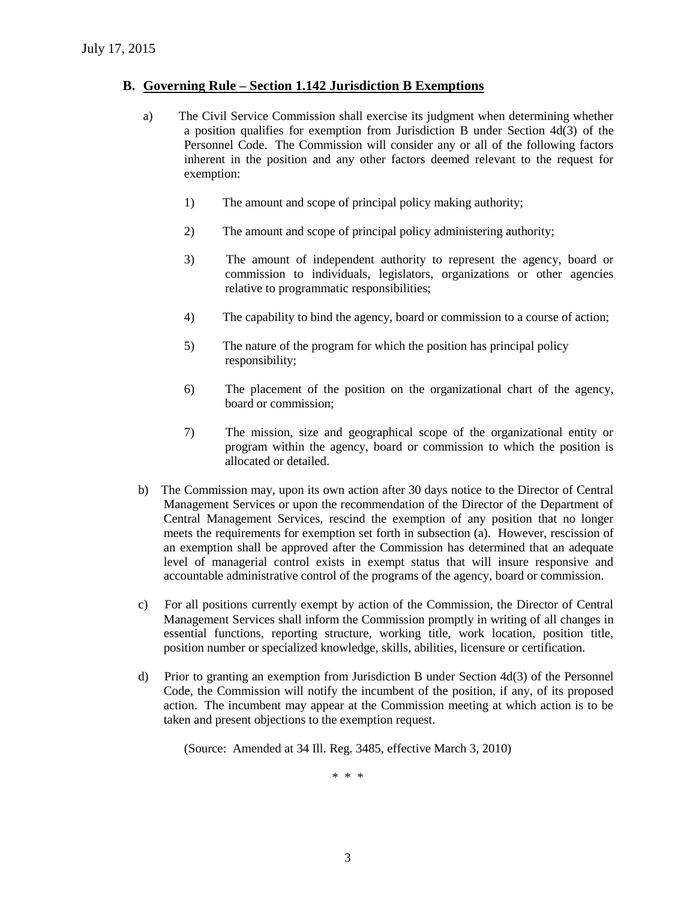## B. Governing Rule – Section 1.142 Jurisdiction B Exemptions

a) The Civil Service Commission shall exercise its judgment when determining whether a position qualifies for exemption from Jurisdiction B under Section 4d(3) of the Personnel Code. The Commission will consider any or all of the following factors inherent in the position and any other factors deemed relevant to the request for exemption:

   1) The amount and scope of principal policy making authority;

   2) The amount and scope of principal policy administering authority;

   3) The amount of independent authority to represent the agency, board or commission to individuals, legislators, organizations or other agencies relative to programmatic responsibilities;

   4) The capability to bind the agency, board or commission to a course of action;

   5) The nature of the program for which the position has principal policy responsibility;

   6) The placement of the position on the organizational chart of the agency, board or commission;

   7) The mission, size and geographical scope of the organizational entity or program within the agency, board or commission to which the position is allocated or detailed.

b) The Commission may, upon its own action after 30 days notice to the Director of Central Management Services or upon the recommendation of the Director of the Department of Central Management Services, rescind the exemption of any position that no longer meets the requirements for exemption set forth in subsection (a). However, rescission of an exemption shall be approved after the Commission has determined that an adequate level of managerial control exists in exempt status that will insure responsive and accountable administrative control of the programs of the agency, board or commission.

c) For all positions currently exempt by action of the Commission, the Director of Central Management Services shall inform the Commission promptly in writing of all changes in essential functions, reporting structure, working title, work location, position title, position number or specialized knowledge, skills, abilities, licensure or certification.

d) Prior to granting an exemption from Jurisdiction B under Section 4d(3) of the Personnel Code, the Commission will notify the incumbent of the position, if any, of its proposed action. The incumbent may appear at the Commission meeting at which action is to be taken and present objections to the exemption request.

(Source: Amended at 34 Ill. Reg. 3485, effective March 3, 2010)

\* \* \*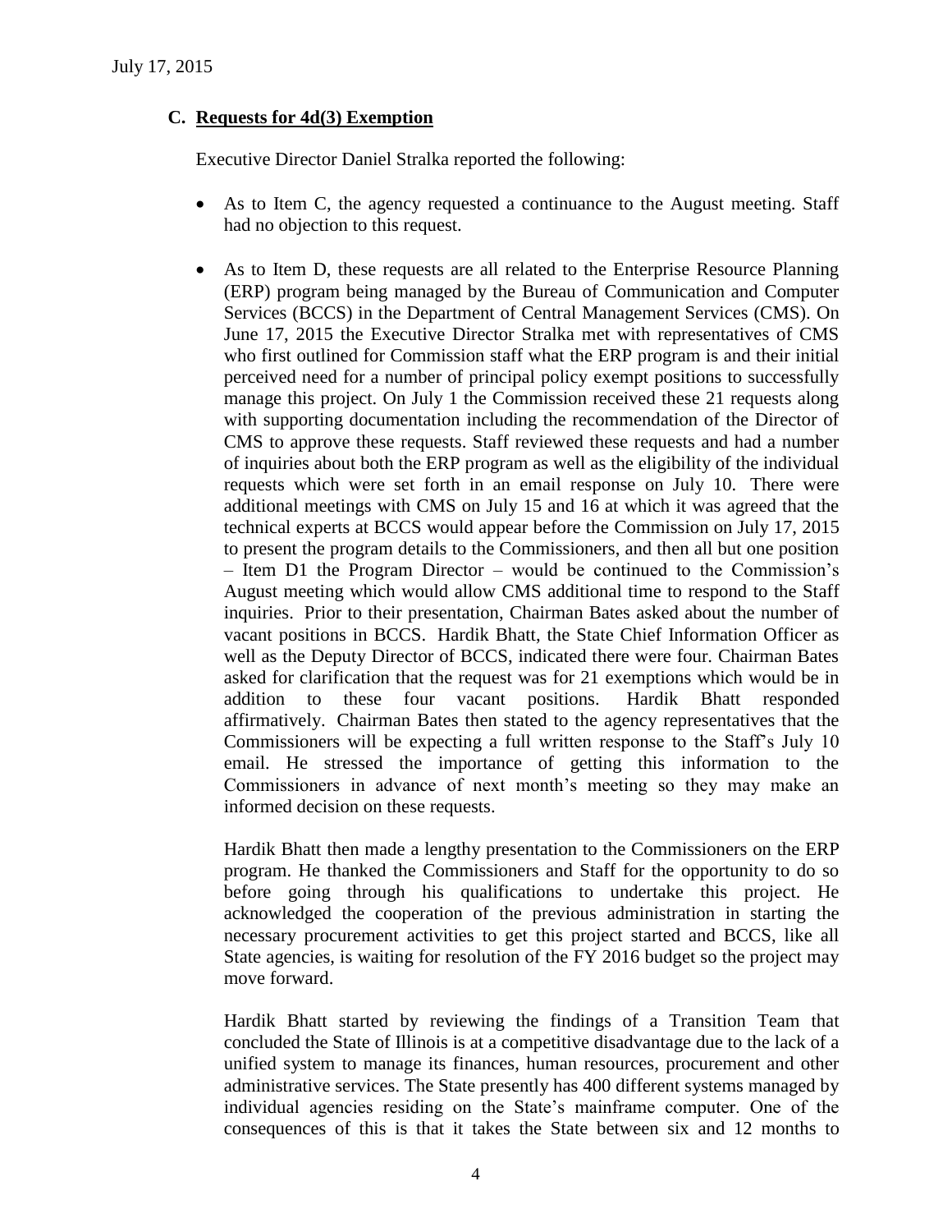July 17, 2015

### C. Requests for 4d(3) Exemption

Executive Director Daniel Stralka reported the following:

- As to Item C, the agency requested a continuance to the August meeting. Staff had no objection to this request.

- As to Item D, these requests are all related to the Enterprise Resource Planning (ERP) program being managed by the Bureau of Communication and Computer Services (BCCS) in the Department of Central Management Services (CMS). On June 17, 2015 the Executive Director Stralka met with representatives of CMS who first outlined for Commission staff what the ERP program is and their initial perceived need for a number of principal policy exempt positions to successfully manage this project. On July 1 the Commission received these 21 requests along with supporting documentation including the recommendation of the Director of CMS to approve these requests. Staff reviewed these requests and had a number of inquiries about both the ERP program as well as the eligibility of the individual requests which were set forth in an email response on July 10. There were additional meetings with CMS on July 15 and 16 at which it was agreed that the technical experts at BCCS would appear before the Commission on July 17, 2015 to present the program details to the Commissioners, and then all but one position – Item D1 the Program Director – would be continued to the Commission's August meeting which would allow CMS additional time to respond to the Staff inquiries. Prior to their presentation, Chairman Bates asked about the number of vacant positions in BCCS. Hardik Bhatt, the State Chief Information Officer as well as the Deputy Director of BCCS, indicated there were four. Chairman Bates asked for clarification that the request was for 21 exemptions which would be in addition to these four vacant positions. Hardik Bhatt responded affirmatively. Chairman Bates then stated to the agency representatives that the Commissioners will be expecting a full written response to the Staff's July 10 email. He stressed the importance of getting this information to the Commissioners in advance of next month's meeting so they may make an informed decision on these requests.

  Hardik Bhatt then made a lengthy presentation to the Commissioners on the ERP program. He thanked the Commissioners and Staff for the opportunity to do so before going through his qualifications to undertake this project. He acknowledged the cooperation of the previous administration in starting the necessary procurement activities to get this project started and BCCS, like all State agencies, is waiting for resolution of the FY 2016 budget so the project may move forward.

  Hardik Bhatt started by reviewing the findings of a Transition Team that concluded the State of Illinois is at a competitive disadvantage due to the lack of a unified system to manage its finances, human resources, procurement and other administrative services. The State presently has 400 different systems managed by individual agencies residing on the State's mainframe computer. One of the consequences of this is that it takes the State between six and 12 months to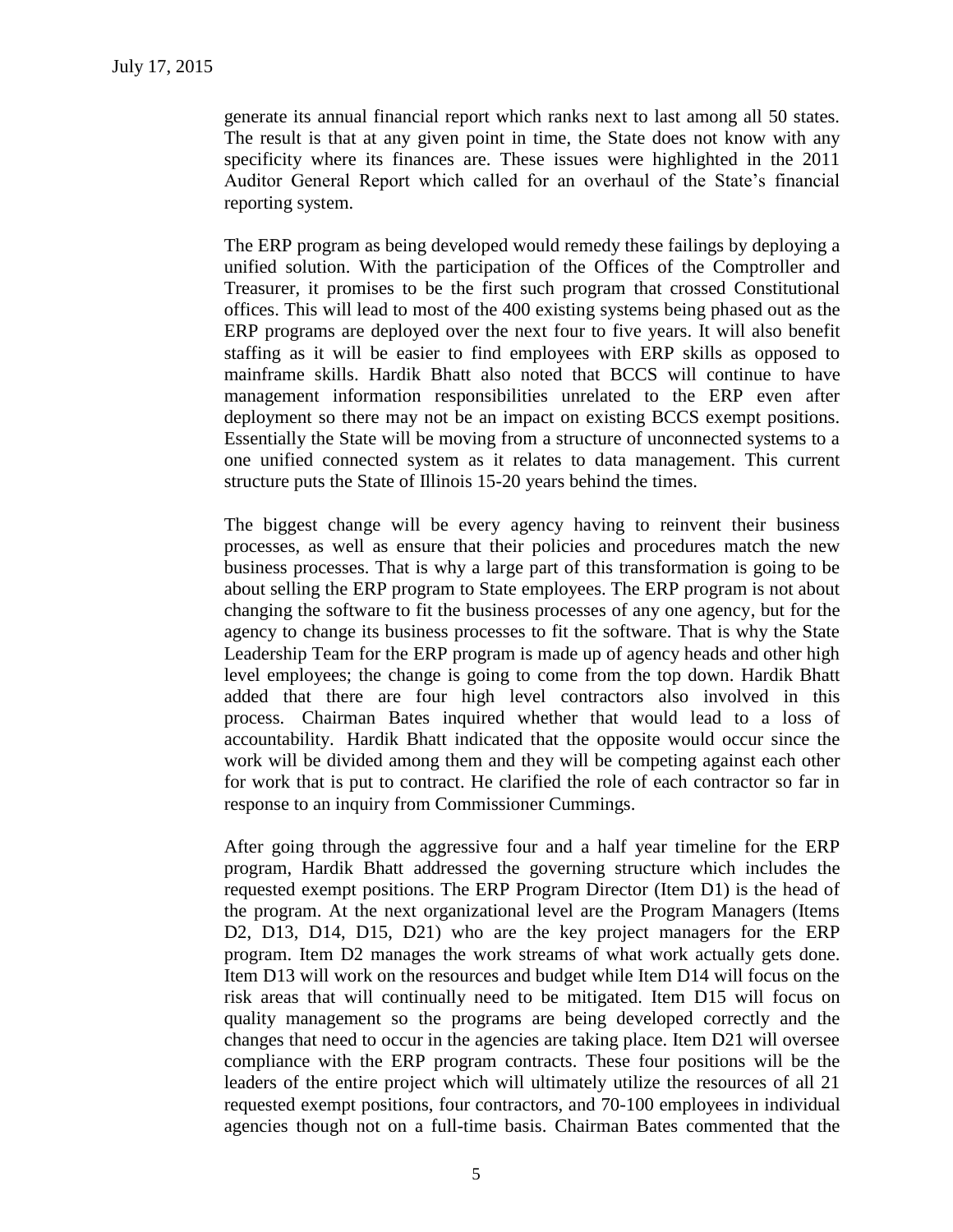generate its annual financial report which ranks next to last among all 50 states. The result is that at any given point in time, the State does not know with any specificity where its finances are. These issues were highlighted in the 2011 Auditor General Report which called for an overhaul of the State's financial reporting system.

The ERP program as being developed would remedy these failings by deploying a unified solution. With the participation of the Offices of the Comptroller and Treasurer, it promises to be the first such program that crossed Constitutional offices. This will lead to most of the 400 existing systems being phased out as the ERP programs are deployed over the next four to five years. It will also benefit staffing as it will be easier to find employees with ERP skills as opposed to mainframe skills. Hardik Bhatt also noted that BCCS will continue to have management information responsibilities unrelated to the ERP even after deployment so there may not be an impact on existing BCCS exempt positions. Essentially the State will be moving from a structure of unconnected systems to a one unified connected system as it relates to data management. This current structure puts the State of Illinois 15-20 years behind the times.

The biggest change will be every agency having to reinvent their business processes, as well as ensure that their policies and procedures match the new business processes. That is why a large part of this transformation is going to be about selling the ERP program to State employees. The ERP program is not about changing the software to fit the business processes of any one agency, but for the agency to change its business processes to fit the software. That is why the State Leadership Team for the ERP program is made up of agency heads and other high level employees; the change is going to come from the top down. Hardik Bhatt added that there are four high level contractors also involved in this process. Chairman Bates inquired whether that would lead to a loss of accountability. Hardik Bhatt indicated that the opposite would occur since the work will be divided among them and they will be competing against each other for work that is put to contract. He clarified the role of each contractor so far in response to an inquiry from Commissioner Cummings.

After going through the aggressive four and a half year timeline for the ERP program, Hardik Bhatt addressed the governing structure which includes the requested exempt positions. The ERP Program Director (Item D1) is the head of the program. At the next organizational level are the Program Managers (Items D2, D13, D14, D15, D21) who are the key project managers for the ERP program. Item D2 manages the work streams of what work actually gets done. Item D13 will work on the resources and budget while Item D14 will focus on the risk areas that will continually need to be mitigated. Item D15 will focus on quality management so the programs are being developed correctly and the changes that need to occur in the agencies are taking place. Item D21 will oversee compliance with the ERP program contracts. These four positions will be the leaders of the entire project which will ultimately utilize the resources of all 21 requested exempt positions, four contractors, and 70-100 employees in individual agencies though not on a full-time basis. Chairman Bates commented that the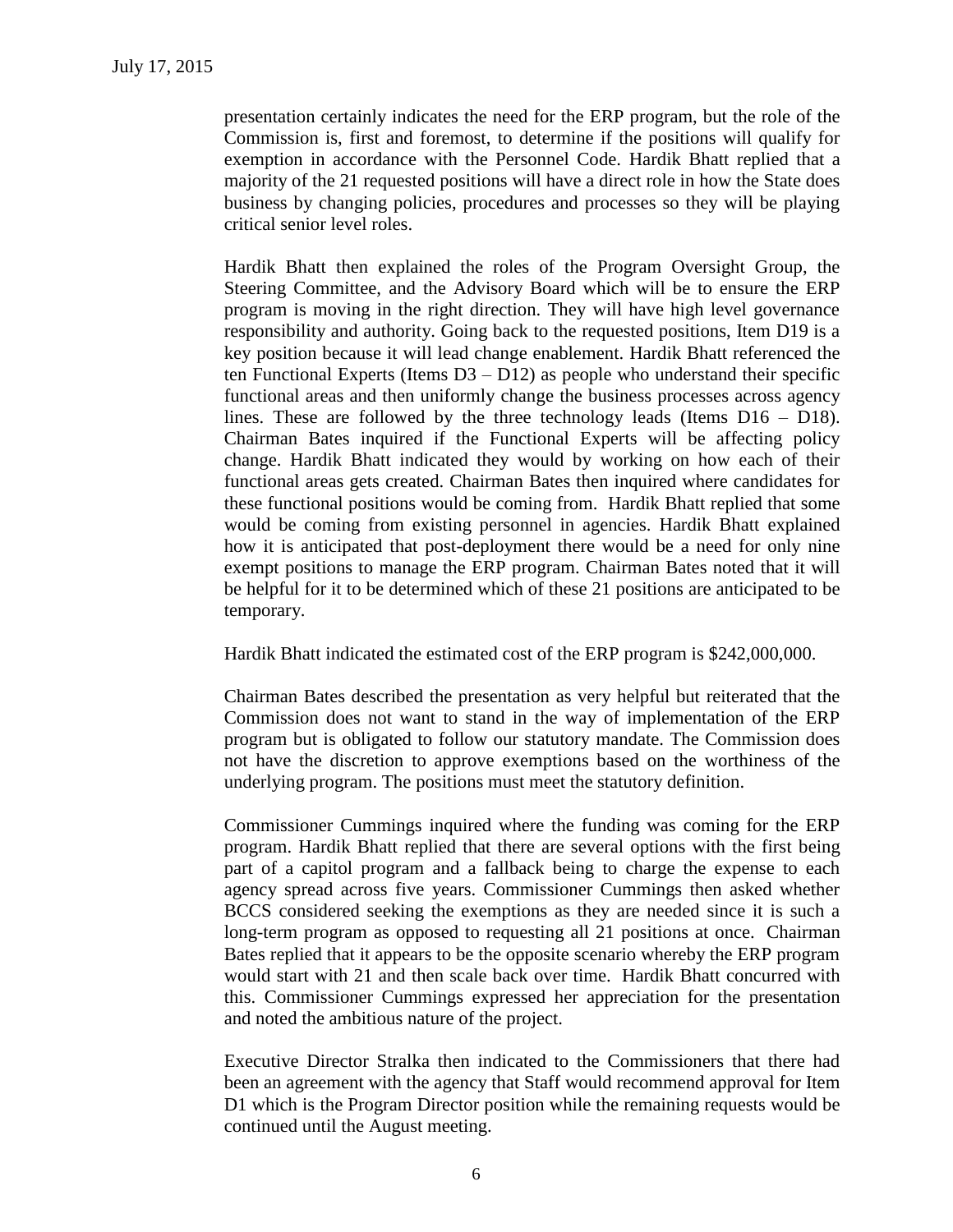presentation certainly indicates the need for the ERP program, but the role of the Commission is, first and foremost, to determine if the positions will qualify for exemption in accordance with the Personnel Code. Hardik Bhatt replied that a majority of the 21 requested positions will have a direct role in how the State does business by changing policies, procedures and processes so they will be playing critical senior level roles.

Hardik Bhatt then explained the roles of the Program Oversight Group, the Steering Committee, and the Advisory Board which will be to ensure the ERP program is moving in the right direction. They will have high level governance responsibility and authority. Going back to the requested positions, Item D19 is a key position because it will lead change enablement. Hardik Bhatt referenced the ten Functional Experts (Items D3 – D12) as people who understand their specific functional areas and then uniformly change the business processes across agency lines. These are followed by the three technology leads (Items D16 – D18). Chairman Bates inquired if the Functional Experts will be affecting policy change. Hardik Bhatt indicated they would by working on how each of their functional areas gets created. Chairman Bates then inquired where candidates for these functional positions would be coming from. Hardik Bhatt replied that some would be coming from existing personnel in agencies. Hardik Bhatt explained how it is anticipated that post-deployment there would be a need for only nine exempt positions to manage the ERP program. Chairman Bates noted that it will be helpful for it to be determined which of these 21 positions are anticipated to be temporary.

Hardik Bhatt indicated the estimated cost of the ERP program is $242,000,000.

Chairman Bates described the presentation as very helpful but reiterated that the Commission does not want to stand in the way of implementation of the ERP program but is obligated to follow our statutory mandate. The Commission does not have the discretion to approve exemptions based on the worthiness of the underlying program. The positions must meet the statutory definition.

Commissioner Cummings inquired where the funding was coming for the ERP program. Hardik Bhatt replied that there are several options with the first being part of a capitol program and a fallback being to charge the expense to each agency spread across five years. Commissioner Cummings then asked whether BCCS considered seeking the exemptions as they are needed since it is such a long-term program as opposed to requesting all 21 positions at once. Chairman Bates replied that it appears to be the opposite scenario whereby the ERP program would start with 21 and then scale back over time. Hardik Bhatt concurred with this. Commissioner Cummings expressed her appreciation for the presentation and noted the ambitious nature of the project.

Executive Director Stralka then indicated to the Commissioners that there had been an agreement with the agency that Staff would recommend approval for Item D1 which is the Program Director position while the remaining requests would be continued until the August meeting.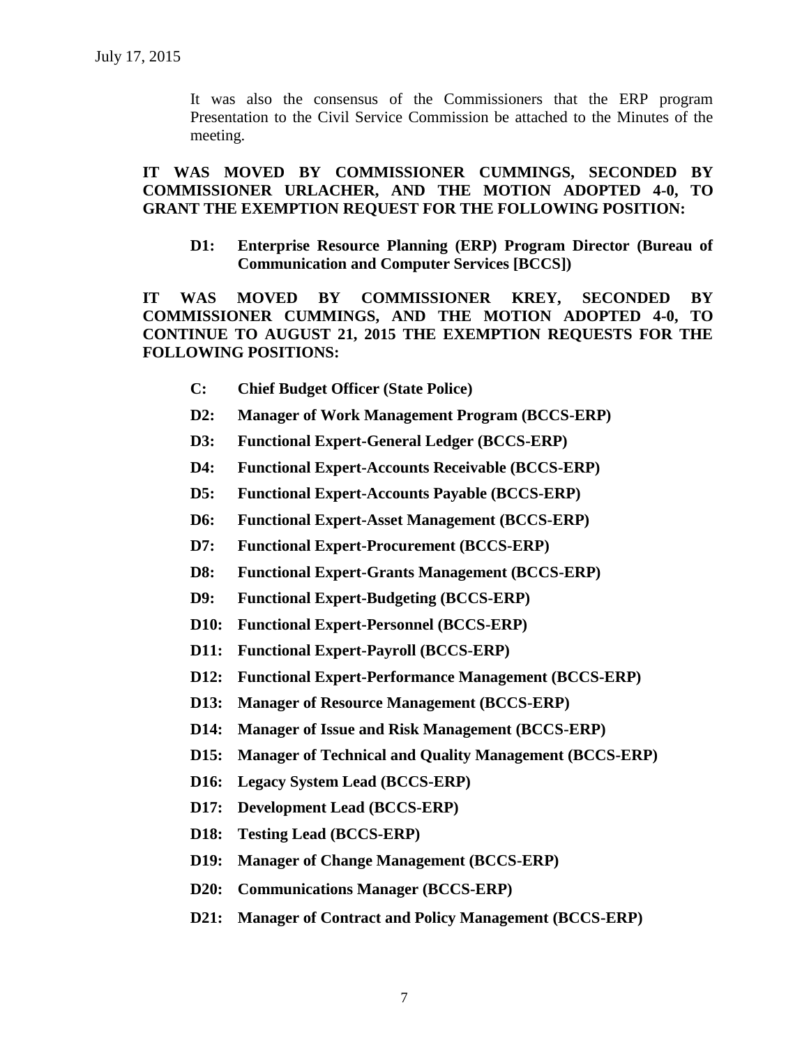July 17, 2015

It was also the consensus of the Commissioners that the ERP program Presentation to the Civil Service Commission be attached to the Minutes of the meeting.

**IT WAS MOVED BY COMMISSIONER CUMMINGS, SECONDED BY COMMISSIONER URLACHER, AND THE MOTION ADOPTED 4-0, TO GRANT THE EXEMPTION REQUEST FOR THE FOLLOWING POSITION:**

**D1: Enterprise Resource Planning (ERP) Program Director (Bureau of Communication and Computer Services [BCCS])**

**IT WAS MOVED BY COMMISSIONER KREY, SECONDED BY COMMISSIONER CUMMINGS, AND THE MOTION ADOPTED 4-0, TO CONTINUE TO AUGUST 21, 2015 THE EXEMPTION REQUESTS FOR THE FOLLOWING POSITIONS:**

**C: Chief Budget Officer (State Police)**

**D2: Manager of Work Management Program (BCCS-ERP)**

**D3: Functional Expert-General Ledger (BCCS-ERP)**

**D4: Functional Expert-Accounts Receivable (BCCS-ERP)**

**D5: Functional Expert-Accounts Payable (BCCS-ERP)**

**D6: Functional Expert-Asset Management (BCCS-ERP)**

**D7: Functional Expert-Procurement (BCCS-ERP)**

**D8: Functional Expert-Grants Management (BCCS-ERP)**

**D9: Functional Expert-Budgeting (BCCS-ERP)**

**D10: Functional Expert-Personnel (BCCS-ERP)**

**D11: Functional Expert-Payroll (BCCS-ERP)**

**D12: Functional Expert-Performance Management (BCCS-ERP)**

**D13: Manager of Resource Management (BCCS-ERP)**

**D14: Manager of Issue and Risk Management (BCCS-ERP)**

**D15: Manager of Technical and Quality Management (BCCS-ERP)**

**D16: Legacy System Lead (BCCS-ERP)**

**D17: Development Lead (BCCS-ERP)**

**D18: Testing Lead (BCCS-ERP)**

**D19: Manager of Change Management (BCCS-ERP)**

**D20: Communications Manager (BCCS-ERP)**

**D21: Manager of Contract and Policy Management (BCCS-ERP)**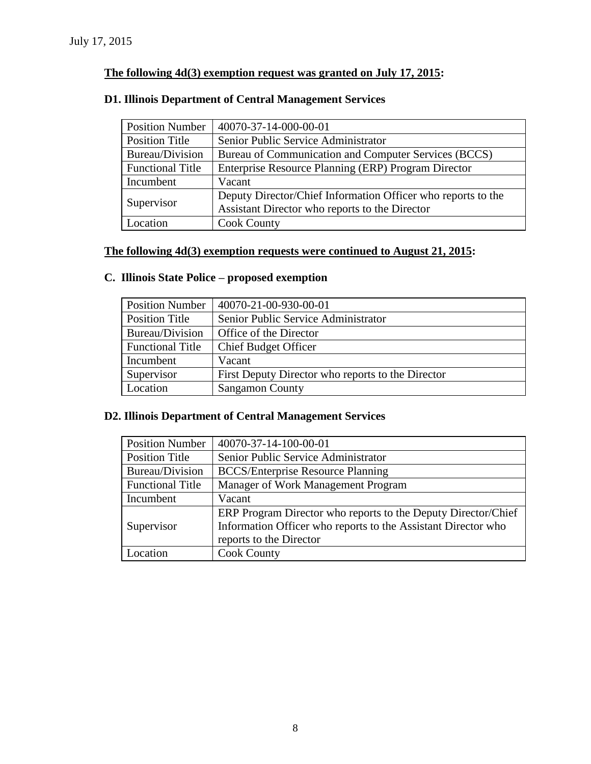July 17, 2015

**The following 4d(3) exemption request was granted on July 17, 2015:**

### D1. Illinois Department of Central Management Services

| Position Number | 40070-37-14-000-00-01 |
|---|---|
| Position Title | Senior Public Service Administrator |
| Bureau/Division | Bureau of Communication and Computer Services (BCCS) |
| Functional Title | Enterprise Resource Planning (ERP) Program Director |
| Incumbent | Vacant |
| Supervisor | Deputy Director/Chief Information Officer who reports to the Assistant Director who reports to the Director |
| Location | Cook County |

**The following 4d(3) exemption requests were continued to August 21, 2015:**

### C. Illinois State Police – proposed exemption

| Position Number | 40070-21-00-930-00-01 |
|---|---|
| Position Title | Senior Public Service Administrator |
| Bureau/Division | Office of the Director |
| Functional Title | Chief Budget Officer |
| Incumbent | Vacant |
| Supervisor | First Deputy Director who reports to the Director |
| Location | Sangamon County |

### D2. Illinois Department of Central Management Services

| Position Number | 40070-37-14-100-00-01 |
|---|---|
| Position Title | Senior Public Service Administrator |
| Bureau/Division | BCCS/Enterprise Resource Planning |
| Functional Title | Manager of Work Management Program |
| Incumbent | Vacant |
| Supervisor | ERP Program Director who reports to the Deputy Director/Chief Information Officer who reports to the Assistant Director who reports to the Director |
| Location | Cook County |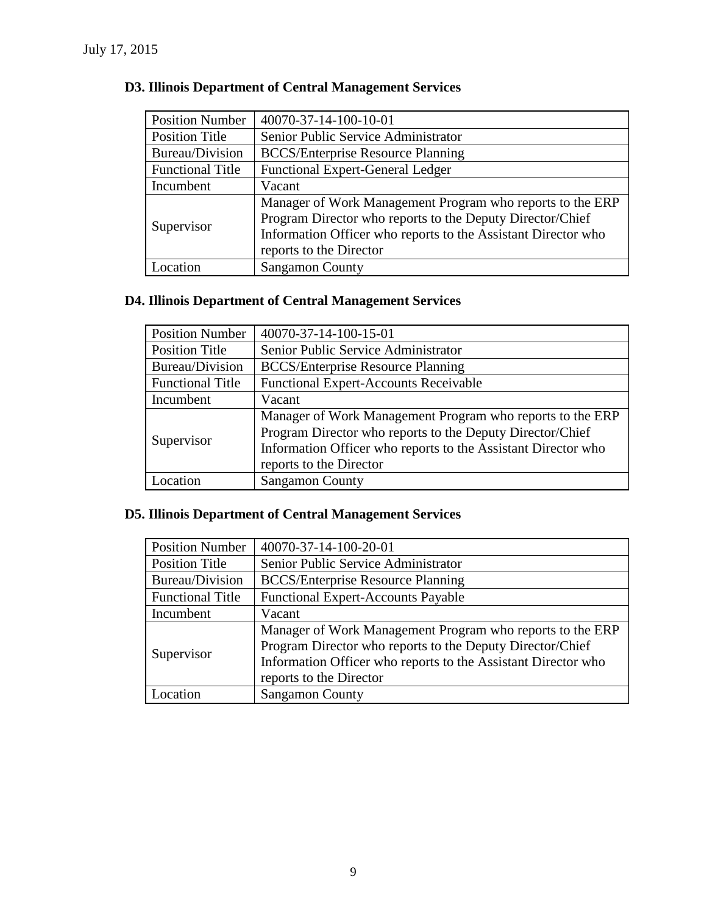July 17, 2015

### D3. Illinois Department of Central Management Services

| Position Number | 40070-37-14-100-10-01 |
|---|---|
| Position Title | Senior Public Service Administrator |
| Bureau/Division | BCCS/Enterprise Resource Planning |
| Functional Title | Functional Expert-General Ledger |
| Incumbent | Vacant |
| Supervisor | Manager of Work Management Program who reports to the ERP Program Director who reports to the Deputy Director/Chief Information Officer who reports to the Assistant Director who reports to the Director |
| Location | Sangamon County |

### D4. Illinois Department of Central Management Services

| Position Number | 40070-37-14-100-15-01 |
|---|---|
| Position Title | Senior Public Service Administrator |
| Bureau/Division | BCCS/Enterprise Resource Planning |
| Functional Title | Functional Expert-Accounts Receivable |
| Incumbent | Vacant |
| Supervisor | Manager of Work Management Program who reports to the ERP Program Director who reports to the Deputy Director/Chief Information Officer who reports to the Assistant Director who reports to the Director |
| Location | Sangamon County |

### D5. Illinois Department of Central Management Services

| Position Number | 40070-37-14-100-20-01 |
|---|---|
| Position Title | Senior Public Service Administrator |
| Bureau/Division | BCCS/Enterprise Resource Planning |
| Functional Title | Functional Expert-Accounts Payable |
| Incumbent | Vacant |
| Supervisor | Manager of Work Management Program who reports to the ERP Program Director who reports to the Deputy Director/Chief Information Officer who reports to the Assistant Director who reports to the Director |
| Location | Sangamon County |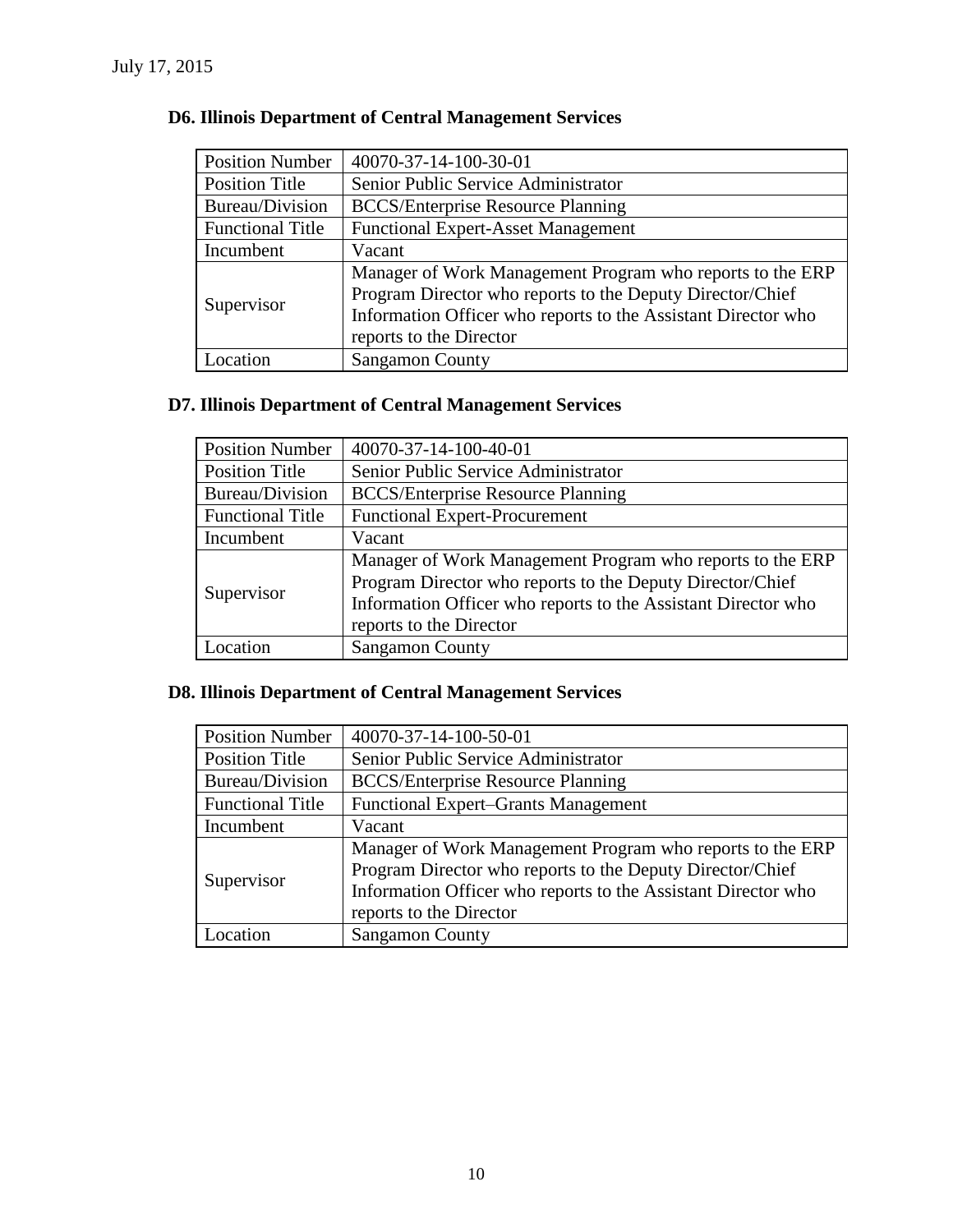July 17, 2015

### D6. Illinois Department of Central Management Services

| Position Number | 40070-37-14-100-30-01 |
|---|---|
| Position Title | Senior Public Service Administrator |
| Bureau/Division | BCCS/Enterprise Resource Planning |
| Functional Title | Functional Expert-Asset Management |
| Incumbent | Vacant |
| Supervisor | Manager of Work Management Program who reports to the ERP Program Director who reports to the Deputy Director/Chief Information Officer who reports to the Assistant Director who reports to the Director |
| Location | Sangamon County |

### D7. Illinois Department of Central Management Services

| Position Number | 40070-37-14-100-40-01 |
|---|---|
| Position Title | Senior Public Service Administrator |
| Bureau/Division | BCCS/Enterprise Resource Planning |
| Functional Title | Functional Expert-Procurement |
| Incumbent | Vacant |
| Supervisor | Manager of Work Management Program who reports to the ERP Program Director who reports to the Deputy Director/Chief Information Officer who reports to the Assistant Director who reports to the Director |
| Location | Sangamon County |

### D8. Illinois Department of Central Management Services

| Position Number | 40070-37-14-100-50-01 |
|---|---|
| Position Title | Senior Public Service Administrator |
| Bureau/Division | BCCS/Enterprise Resource Planning |
| Functional Title | Functional Expert–Grants Management |
| Incumbent | Vacant |
| Supervisor | Manager of Work Management Program who reports to the ERP Program Director who reports to the Deputy Director/Chief Information Officer who reports to the Assistant Director who reports to the Director |
| Location | Sangamon County |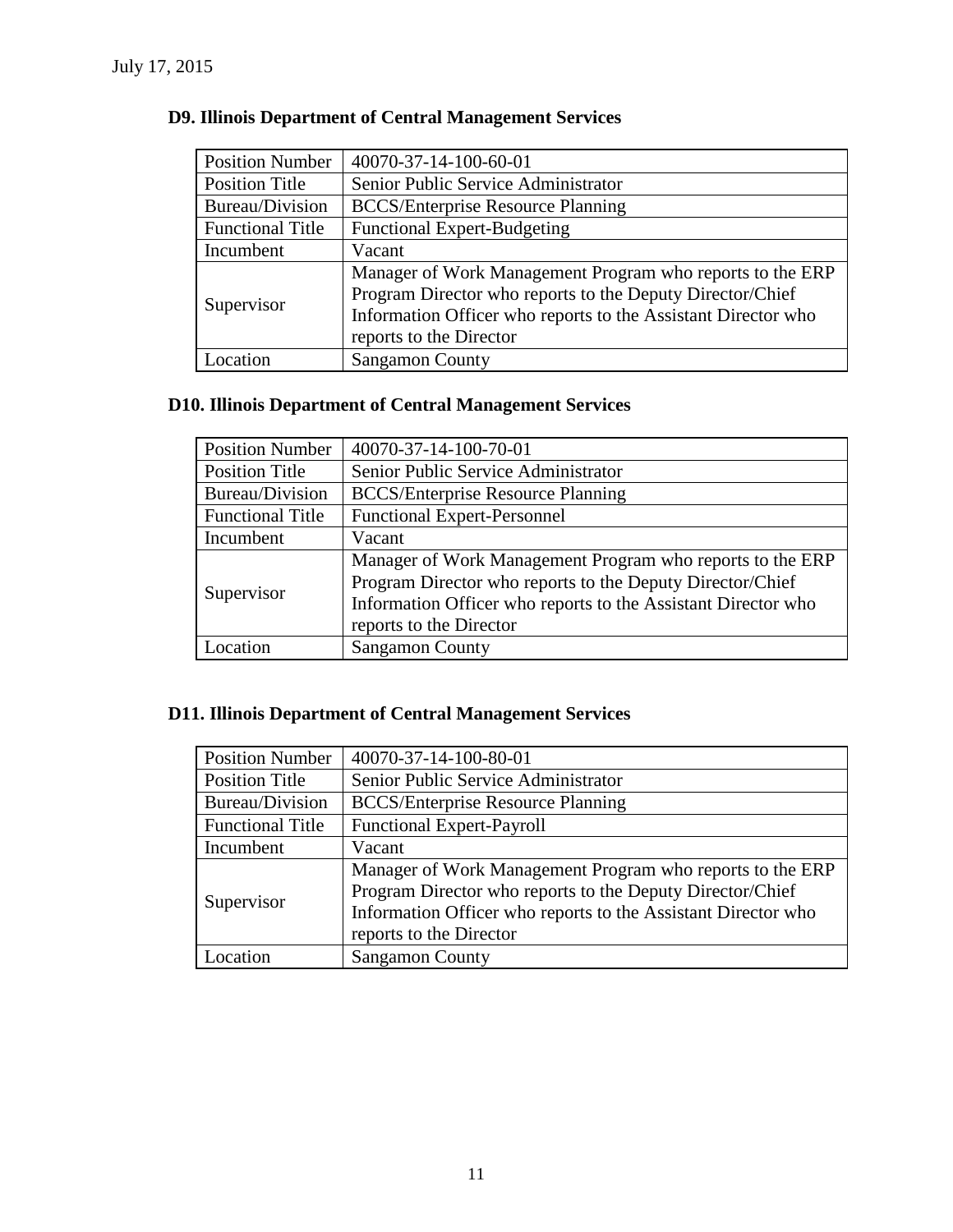July 17, 2015

## D9. Illinois Department of Central Management Services

| Position Number | 40070-37-14-100-60-01 |
|---|---|
| Position Title | Senior Public Service Administrator |
| Bureau/Division | BCCS/Enterprise Resource Planning |
| Functional Title | Functional Expert-Budgeting |
| Incumbent | Vacant |
| Supervisor | Manager of Work Management Program who reports to the ERP Program Director who reports to the Deputy Director/Chief Information Officer who reports to the Assistant Director who reports to the Director |
| Location | Sangamon County |

## D10. Illinois Department of Central Management Services

| Position Number | 40070-37-14-100-70-01 |
|---|---|
| Position Title | Senior Public Service Administrator |
| Bureau/Division | BCCS/Enterprise Resource Planning |
| Functional Title | Functional Expert-Personnel |
| Incumbent | Vacant |
| Supervisor | Manager of Work Management Program who reports to the ERP Program Director who reports to the Deputy Director/Chief Information Officer who reports to the Assistant Director who reports to the Director |
| Location | Sangamon County |

## D11. Illinois Department of Central Management Services

| Position Number | 40070-37-14-100-80-01 |
|---|---|
| Position Title | Senior Public Service Administrator |
| Bureau/Division | BCCS/Enterprise Resource Planning |
| Functional Title | Functional Expert-Payroll |
| Incumbent | Vacant |
| Supervisor | Manager of Work Management Program who reports to the ERP Program Director who reports to the Deputy Director/Chief Information Officer who reports to the Assistant Director who reports to the Director |
| Location | Sangamon County |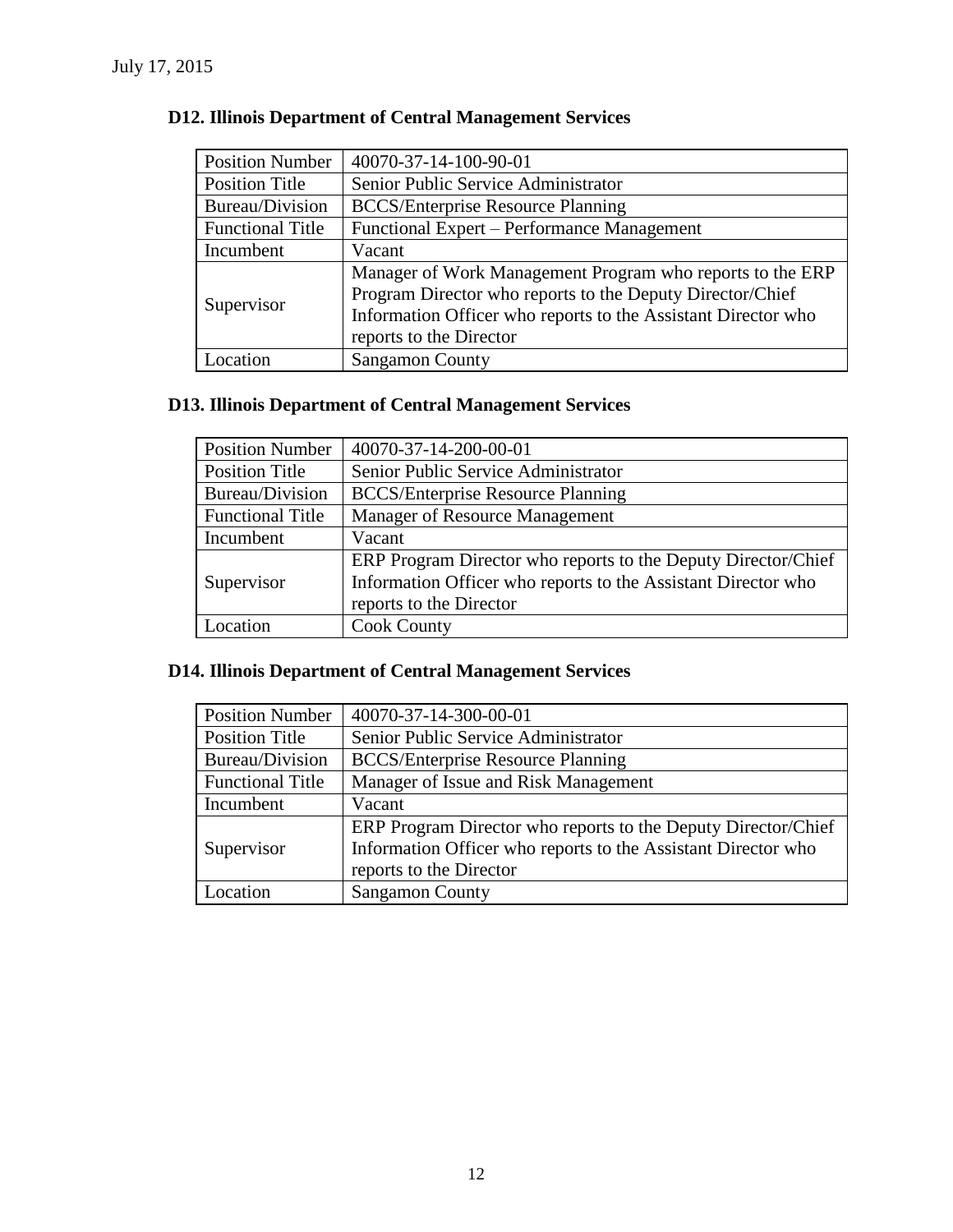July 17, 2015

## D12. Illinois Department of Central Management Services

| Position Number | 40070-37-14-100-90-01 |
|---|---|
| Position Title | Senior Public Service Administrator |
| Bureau/Division | BCCS/Enterprise Resource Planning |
| Functional Title | Functional Expert – Performance Management |
| Incumbent | Vacant |
| Supervisor | Manager of Work Management Program who reports to the ERP Program Director who reports to the Deputy Director/Chief Information Officer who reports to the Assistant Director who reports to the Director |
| Location | Sangamon County |

## D13. Illinois Department of Central Management Services

| Position Number | 40070-37-14-200-00-01 |
|---|---|
| Position Title | Senior Public Service Administrator |
| Bureau/Division | BCCS/Enterprise Resource Planning |
| Functional Title | Manager of Resource Management |
| Incumbent | Vacant |
| Supervisor | ERP Program Director who reports to the Deputy Director/Chief Information Officer who reports to the Assistant Director who reports to the Director |
| Location | Cook County |

## D14. Illinois Department of Central Management Services

| Position Number | 40070-37-14-300-00-01 |
|---|---|
| Position Title | Senior Public Service Administrator |
| Bureau/Division | BCCS/Enterprise Resource Planning |
| Functional Title | Manager of Issue and Risk Management |
| Incumbent | Vacant |
| Supervisor | ERP Program Director who reports to the Deputy Director/Chief Information Officer who reports to the Assistant Director who reports to the Director |
| Location | Sangamon County |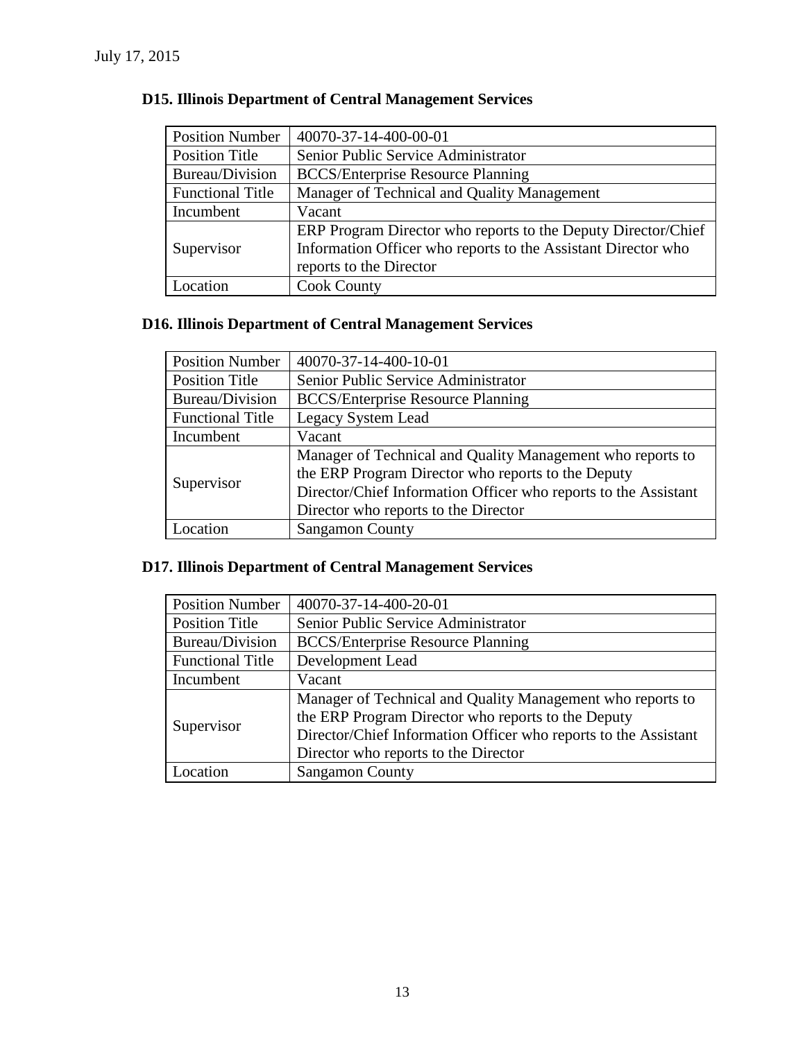July 17, 2015

**D15. Illinois Department of Central Management Services**

| Position Number | 40070-37-14-400-00-01 |
|---|---|
| Position Title | Senior Public Service Administrator |
| Bureau/Division | BCCS/Enterprise Resource Planning |
| Functional Title | Manager of Technical and Quality Management |
| Incumbent | Vacant |
| Supervisor | ERP Program Director who reports to the Deputy Director/Chief Information Officer who reports to the Assistant Director who reports to the Director |
| Location | Cook County |

**D16. Illinois Department of Central Management Services**

| Position Number | 40070-37-14-400-10-01 |
|---|---|
| Position Title | Senior Public Service Administrator |
| Bureau/Division | BCCS/Enterprise Resource Planning |
| Functional Title | Legacy System Lead |
| Incumbent | Vacant |
| Supervisor | Manager of Technical and Quality Management who reports to the ERP Program Director who reports to the Deputy Director/Chief Information Officer who reports to the Assistant Director who reports to the Director |
| Location | Sangamon County |

**D17. Illinois Department of Central Management Services**

| Position Number | 40070-37-14-400-20-01 |
|---|---|
| Position Title | Senior Public Service Administrator |
| Bureau/Division | BCCS/Enterprise Resource Planning |
| Functional Title | Development Lead |
| Incumbent | Vacant |
| Supervisor | Manager of Technical and Quality Management who reports to the ERP Program Director who reports to the Deputy Director/Chief Information Officer who reports to the Assistant Director who reports to the Director |
| Location | Sangamon County |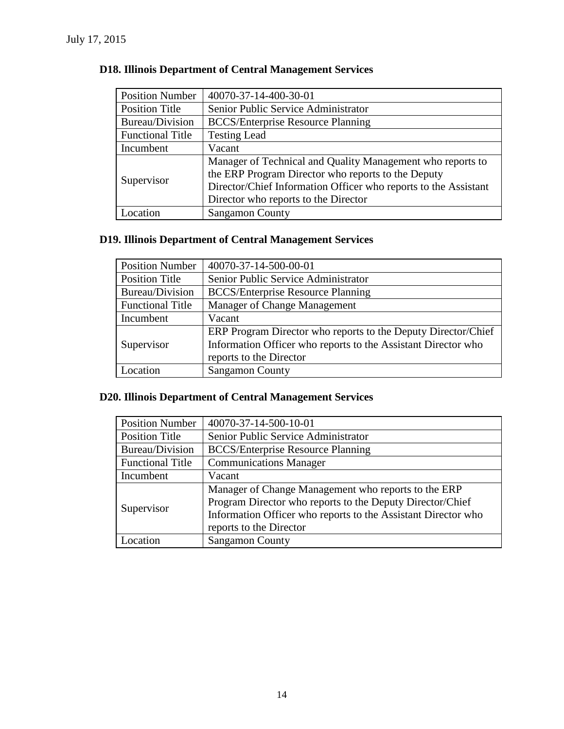July 17, 2015

## D18. Illinois Department of Central Management Services

| Position Number | 40070-37-14-400-30-01 |
|---|---|
| Position Title | Senior Public Service Administrator |
| Bureau/Division | BCCS/Enterprise Resource Planning |
| Functional Title | Testing Lead |
| Incumbent | Vacant |
| Supervisor | Manager of Technical and Quality Management who reports to the ERP Program Director who reports to the Deputy Director/Chief Information Officer who reports to the Assistant Director who reports to the Director |
| Location | Sangamon County |

## D19. Illinois Department of Central Management Services

| Position Number | 40070-37-14-500-00-01 |
|---|---|
| Position Title | Senior Public Service Administrator |
| Bureau/Division | BCCS/Enterprise Resource Planning |
| Functional Title | Manager of Change Management |
| Incumbent | Vacant |
| Supervisor | ERP Program Director who reports to the Deputy Director/Chief Information Officer who reports to the Assistant Director who reports to the Director |
| Location | Sangamon County |

## D20. Illinois Department of Central Management Services

| Position Number | 40070-37-14-500-10-01 |
|---|---|
| Position Title | Senior Public Service Administrator |
| Bureau/Division | BCCS/Enterprise Resource Planning |
| Functional Title | Communications Manager |
| Incumbent | Vacant |
| Supervisor | Manager of Change Management who reports to the ERP Program Director who reports to the Deputy Director/Chief Information Officer who reports to the Assistant Director who reports to the Director |
| Location | Sangamon County |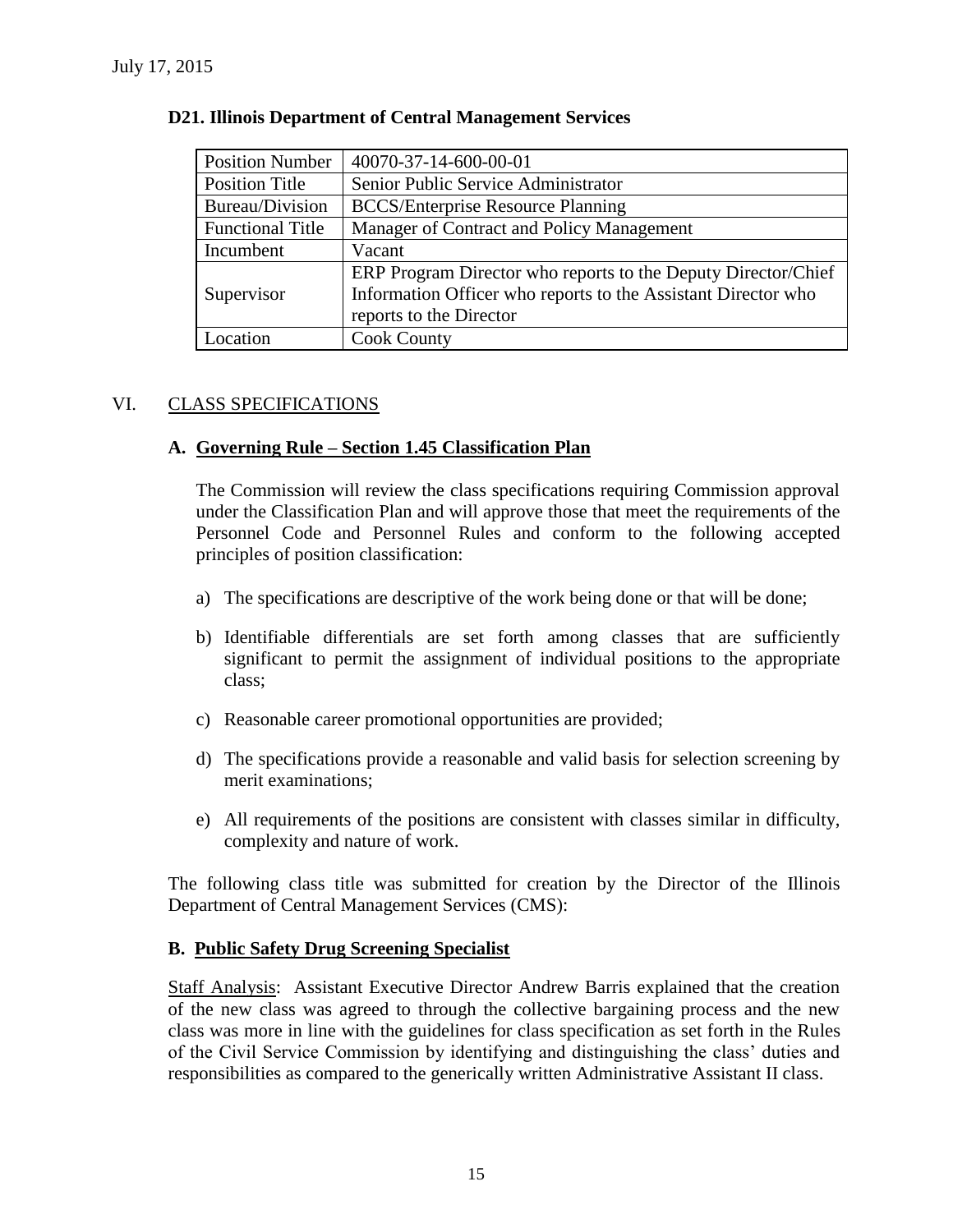July 17, 2015

**D21. Illinois Department of Central Management Services**

| Position Number | 40070-37-14-600-00-01 |
|---|---|
| Position Title | Senior Public Service Administrator |
| Bureau/Division | BCCS/Enterprise Resource Planning |
| Functional Title | Manager of Contract and Policy Management |
| Incumbent | Vacant |
| Supervisor | ERP Program Director who reports to the Deputy Director/Chief Information Officer who reports to the Assistant Director who reports to the Director |
| Location | Cook County |

## VI. CLASS SPECIFICATIONS

### A. Governing Rule – Section 1.45 Classification Plan

The Commission will review the class specifications requiring Commission approval under the Classification Plan and will approve those that meet the requirements of the Personnel Code and Personnel Rules and conform to the following accepted principles of position classification:

a) The specifications are descriptive of the work being done or that will be done;

b) Identifiable differentials are set forth among classes that are sufficiently significant to permit the assignment of individual positions to the appropriate class;

c) Reasonable career promotional opportunities are provided;

d) The specifications provide a reasonable and valid basis for selection screening by merit examinations;

e) All requirements of the positions are consistent with classes similar in difficulty, complexity and nature of work.

The following class title was submitted for creation by the Director of the Illinois Department of Central Management Services (CMS):

### B. Public Safety Drug Screening Specialist

Staff Analysis: Assistant Executive Director Andrew Barris explained that the creation of the new class was agreed to through the collective bargaining process and the new class was more in line with the guidelines for class specification as set forth in the Rules of the Civil Service Commission by identifying and distinguishing the class' duties and responsibilities as compared to the generically written Administrative Assistant II class.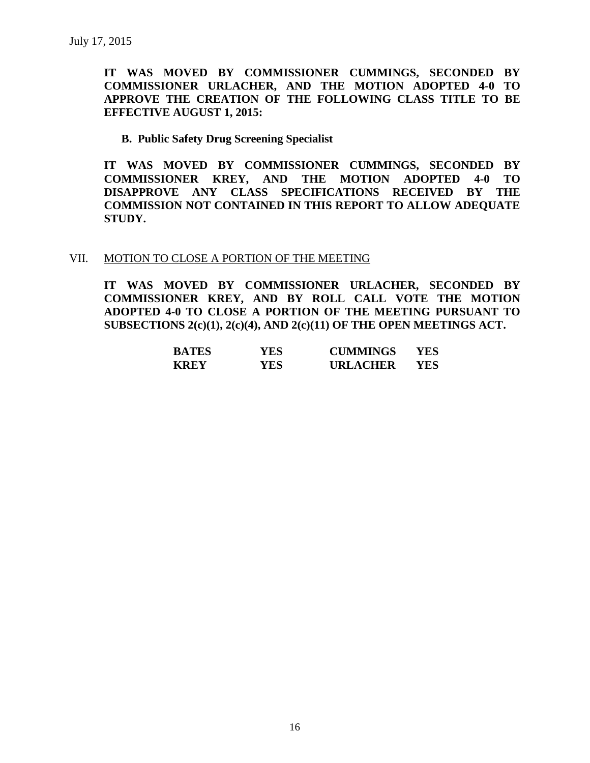**IT WAS MOVED BY COMMISSIONER CUMMINGS, SECONDED BY COMMISSIONER URLACHER, AND THE MOTION ADOPTED 4-0 TO APPROVE THE CREATION OF THE FOLLOWING CLASS TITLE TO BE EFFECTIVE AUGUST 1, 2015:**

**B. Public Safety Drug Screening Specialist**

**IT WAS MOVED BY COMMISSIONER CUMMINGS, SECONDED BY COMMISSIONER KREY, AND THE MOTION ADOPTED 4-0 TO DISAPPROVE ANY CLASS SPECIFICATIONS RECEIVED BY THE COMMISSION NOT CONTAINED IN THIS REPORT TO ALLOW ADEQUATE STUDY.**

## VII. MOTION TO CLOSE A PORTION OF THE MEETING

**IT WAS MOVED BY COMMISSIONER URLACHER, SECONDED BY COMMISSIONER KREY, AND BY ROLL CALL VOTE THE MOTION ADOPTED 4-0 TO CLOSE A PORTION OF THE MEETING PURSUANT TO SUBSECTIONS 2(c)(1), 2(c)(4), AND 2(c)(11) OF THE OPEN MEETINGS ACT.**

| | | | |
|---|---|---|---|
| **BATES** | **YES** | **CUMMINGS** | **YES** |
| **KREY** | **YES** | **URLACHER** | **YES** |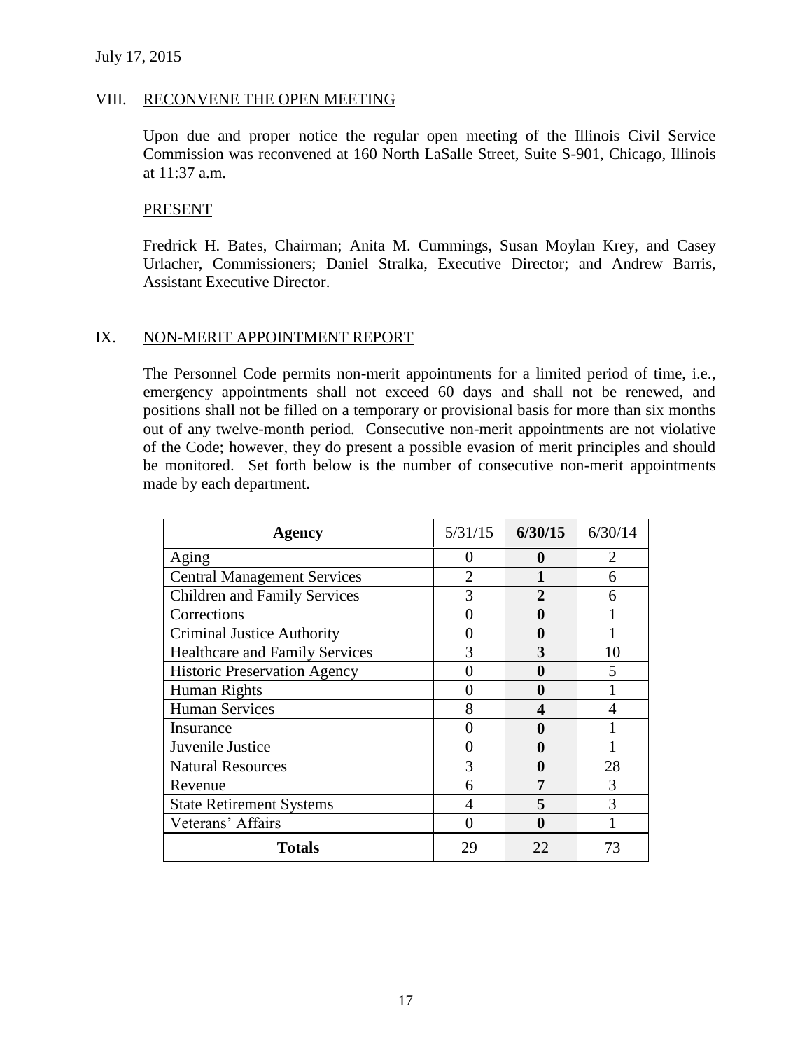July 17, 2015

## VIII. RECONVENE THE OPEN MEETING

Upon due and proper notice the regular open meeting of the Illinois Civil Service Commission was reconvened at 160 North LaSalle Street, Suite S-901, Chicago, Illinois at 11:37 a.m.

### PRESENT

Fredrick H. Bates, Chairman; Anita M. Cummings, Susan Moylan Krey, and Casey Urlacher, Commissioners; Daniel Stralka, Executive Director; and Andrew Barris, Assistant Executive Director.

## IX. NON-MERIT APPOINTMENT REPORT

The Personnel Code permits non-merit appointments for a limited period of time, i.e., emergency appointments shall not exceed 60 days and shall not be renewed, and positions shall not be filled on a temporary or provisional basis for more than six months out of any twelve-month period. Consecutive non-merit appointments are not violative of the Code; however, they do present a possible evasion of merit principles and should be monitored. Set forth below is the number of consecutive non-merit appointments made by each department.

| Agency | 5/31/15 | **6/30/15** | 6/30/14 |
|---|---|---|---|
| Aging | 0 | **0** | 2 |
| Central Management Services | 2 | **1** | 6 |
| Children and Family Services | 3 | **2** | 6 |
| Corrections | 0 | **0** | 1 |
| Criminal Justice Authority | 0 | **0** | 1 |
| Healthcare and Family Services | 3 | **3** | 10 |
| Historic Preservation Agency | 0 | **0** | 5 |
| Human Rights | 0 | **0** | 1 |
| Human Services | 8 | **4** | 4 |
| Insurance | 0 | **0** | 1 |
| Juvenile Justice | 0 | **0** | 1 |
| Natural Resources | 3 | **0** | 28 |
| Revenue | 6 | **7** | 3 |
| State Retirement Systems | 4 | **5** | 3 |
| Veterans' Affairs | 0 | **0** | 1 |
| **Totals** | 29 | 22 | 73 |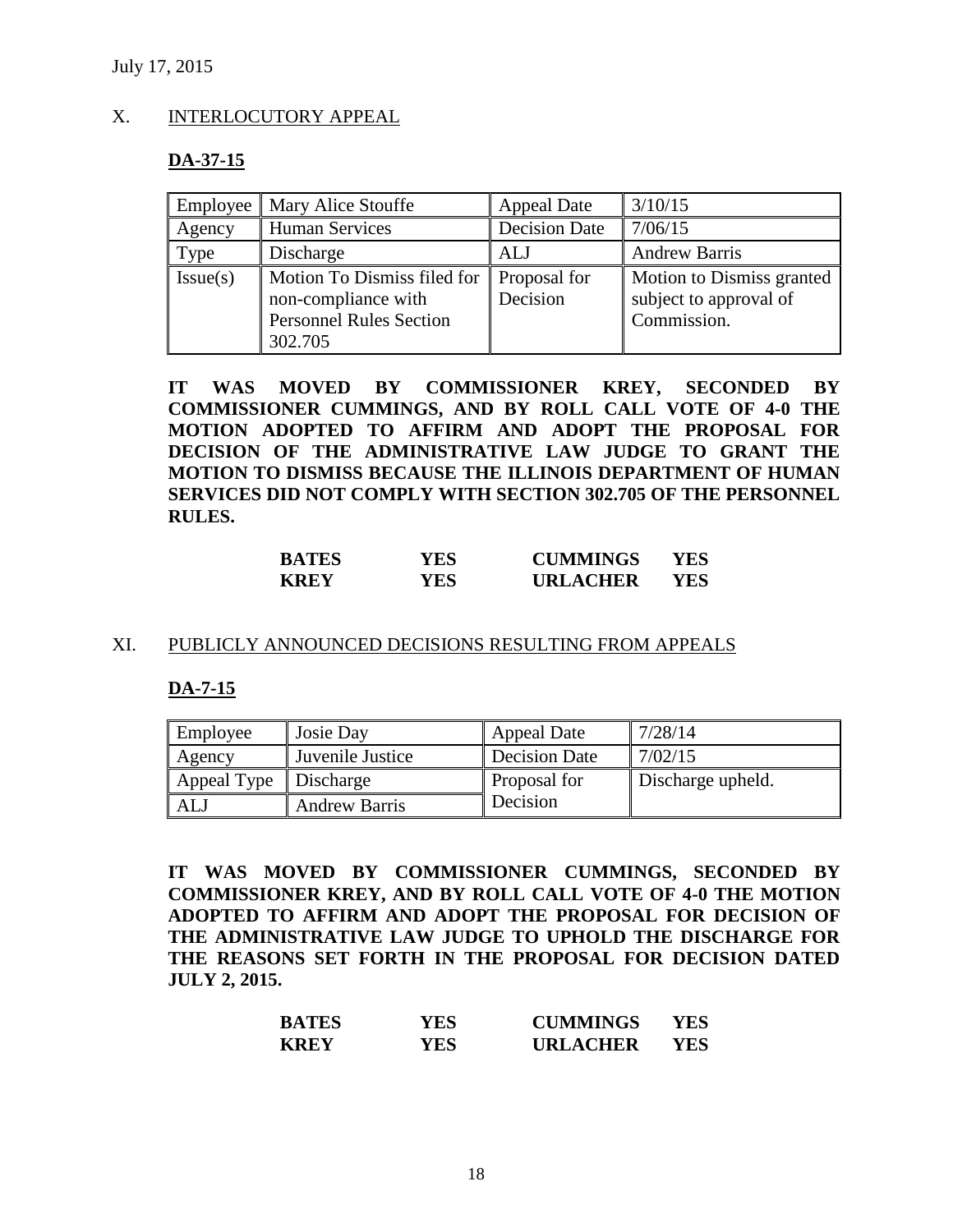July 17, 2015

X. INTERLOCUTORY APPEAL

**DA-37-15**

| Employee | Mary Alice Stouffe | Appeal Date | 3/10/15 |
|---|---|---|---|
| Agency | Human Services | Decision Date | 7/06/15 |
| Type | Discharge | ALJ | Andrew Barris |
| Issue(s) | Motion To Dismiss filed for non-compliance with Personnel Rules Section 302.705 | Proposal for Decision | Motion to Dismiss granted subject to approval of Commission. |

**IT WAS MOVED BY COMMISSIONER KREY, SECONDED BY COMMISSIONER CUMMINGS, AND BY ROLL CALL VOTE OF 4-0 THE MOTION ADOPTED TO AFFIRM AND ADOPT THE PROPOSAL FOR DECISION OF THE ADMINISTRATIVE LAW JUDGE TO GRANT THE MOTION TO DISMISS BECAUSE THE ILLINOIS DEPARTMENT OF HUMAN SERVICES DID NOT COMPLY WITH SECTION 302.705 OF THE PERSONNEL RULES.**

| | | | |
|---|---|---|---|
| **BATES** | **YES** | **CUMMINGS** | **YES** |
| **KREY** | **YES** | **URLACHER** | **YES** |

XI. PUBLICLY ANNOUNCED DECISIONS RESULTING FROM APPEALS

**DA-7-15**

| Employee | Josie Day | Appeal Date | 7/28/14 |
|---|---|---|---|
| Agency | Juvenile Justice | Decision Date | 7/02/15 |
| Appeal Type | Discharge | Proposal for Decision | Discharge upheld. |
| ALJ | Andrew Barris | | |

**IT WAS MOVED BY COMMISSIONER CUMMINGS, SECONDED BY COMMISSIONER KREY, AND BY ROLL CALL VOTE OF 4-0 THE MOTION ADOPTED TO AFFIRM AND ADOPT THE PROPOSAL FOR DECISION OF THE ADMINISTRATIVE LAW JUDGE TO UPHOLD THE DISCHARGE FOR THE REASONS SET FORTH IN THE PROPOSAL FOR DECISION DATED JULY 2, 2015.**

| | | | |
|---|---|---|---|
| **BATES** | **YES** | **CUMMINGS** | **YES** |
| **KREY** | **YES** | **URLACHER** | **YES** |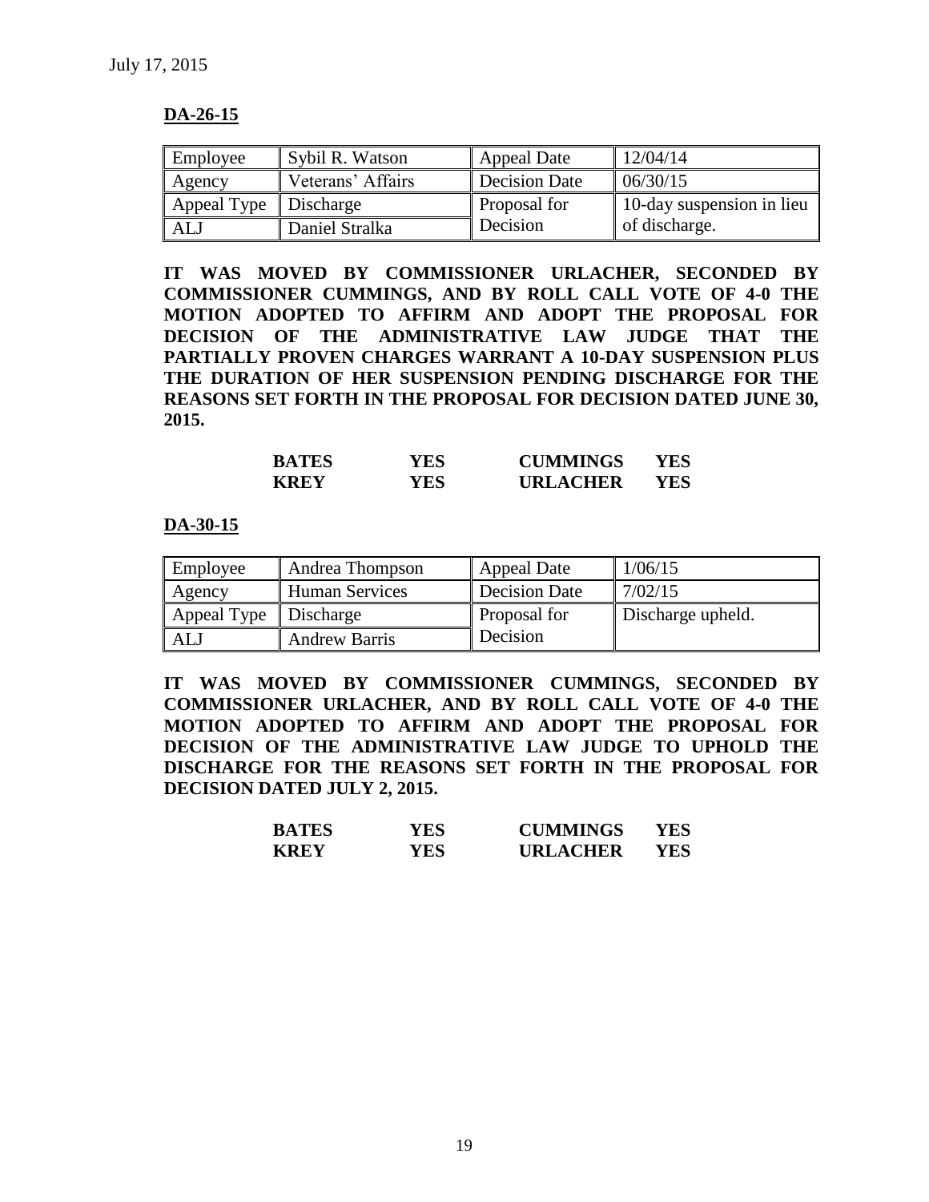July 17, 2015

**DA-26-15**

| Employee | Sybil R. Watson | Appeal Date | 12/04/14 |
|---|---|---|---|
| Agency | Veterans' Affairs | Decision Date | 06/30/15 |
| Appeal Type | Discharge | Proposal for Decision | 10-day suspension in lieu of discharge. |
| ALJ | Daniel Stralka | | |

**IT WAS MOVED BY COMMISSIONER URLACHER, SECONDED BY COMMISSIONER CUMMINGS, AND BY ROLL CALL VOTE OF 4-0 THE MOTION ADOPTED TO AFFIRM AND ADOPT THE PROPOSAL FOR DECISION OF THE ADMINISTRATIVE LAW JUDGE THAT THE PARTIALLY PROVEN CHARGES WARRANT A 10-DAY SUSPENSION PLUS THE DURATION OF HER SUSPENSION PENDING DISCHARGE FOR THE REASONS SET FORTH IN THE PROPOSAL FOR DECISION DATED JUNE 30, 2015.**

| | | | |
|---|---|---|---|
| **BATES** | **YES** | **CUMMINGS** | **YES** |
| **KREY** | **YES** | **URLACHER** | **YES** |

**DA-30-15**

| Employee | Andrea Thompson | Appeal Date | 1/06/15 |
|---|---|---|---|
| Agency | Human Services | Decision Date | 7/02/15 |
| Appeal Type | Discharge | Proposal for Decision | Discharge upheld. |
| ALJ | Andrew Barris | | |

**IT WAS MOVED BY COMMISSIONER CUMMINGS, SECONDED BY COMMISSIONER URLACHER, AND BY ROLL CALL VOTE OF 4-0 THE MOTION ADOPTED TO AFFIRM AND ADOPT THE PROPOSAL FOR DECISION OF THE ADMINISTRATIVE LAW JUDGE TO UPHOLD THE DISCHARGE FOR THE REASONS SET FORTH IN THE PROPOSAL FOR DECISION DATED JULY 2, 2015.**

| | | | |
|---|---|---|---|
| **BATES** | **YES** | **CUMMINGS** | **YES** |
| **KREY** | **YES** | **URLACHER** | **YES** |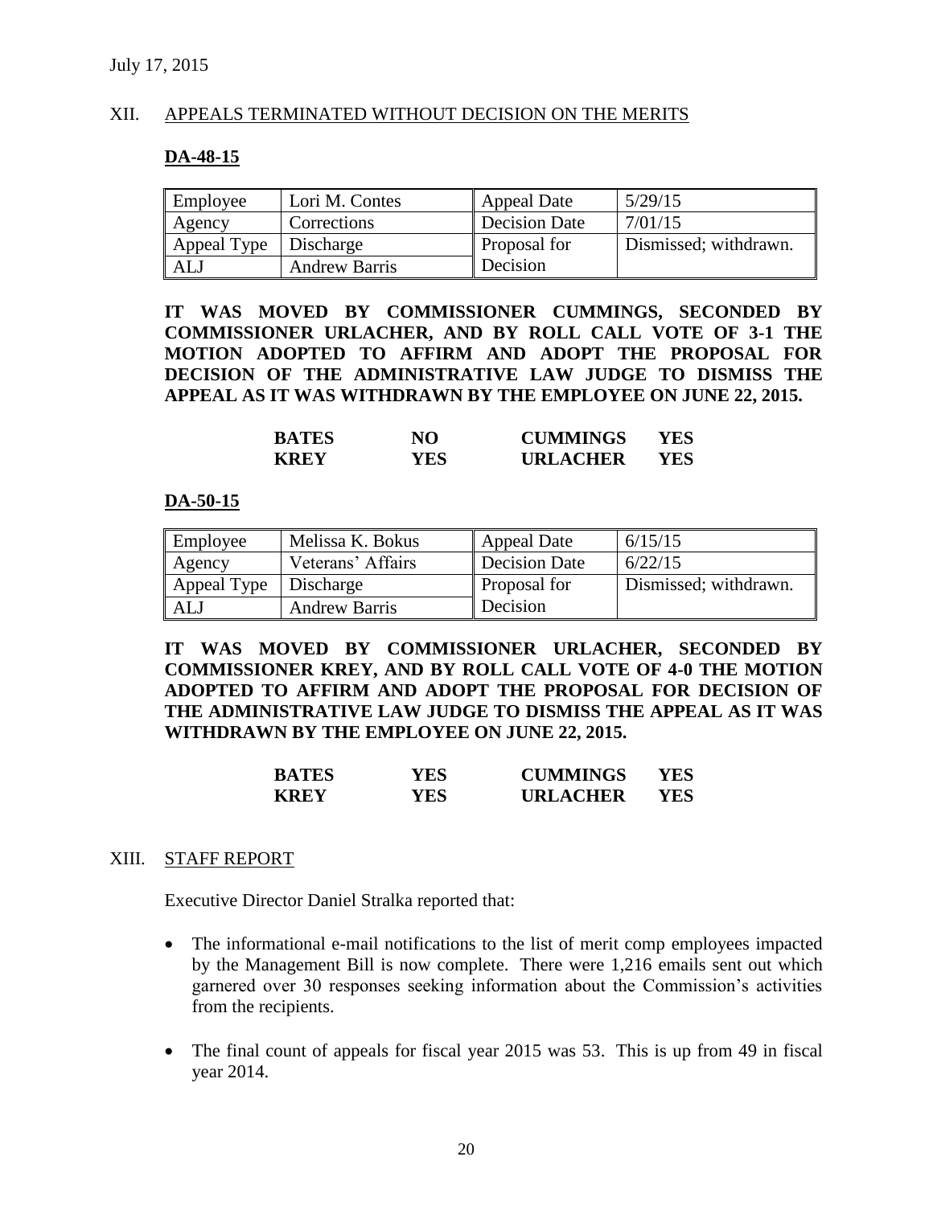July 17, 2015

## XII. APPEALS TERMINATED WITHOUT DECISION ON THE MERITS

### DA-48-15

| Employee | Lori M. Contes | Appeal Date | 5/29/15 |
|---|---|---|---|
| Agency | Corrections | Decision Date | 7/01/15 |
| Appeal Type | Discharge | Proposal for Decision | Dismissed; withdrawn. |
| ALJ | Andrew Barris | | |

**IT WAS MOVED BY COMMISSIONER CUMMINGS, SECONDED BY COMMISSIONER URLACHER, AND BY ROLL CALL VOTE OF 3-1 THE MOTION ADOPTED TO AFFIRM AND ADOPT THE PROPOSAL FOR DECISION OF THE ADMINISTRATIVE LAW JUDGE TO DISMISS THE APPEAL AS IT WAS WITHDRAWN BY THE EMPLOYEE ON JUNE 22, 2015.**

| | | | |
|---|---|---|---|
| **BATES** | **NO** | **CUMMINGS** | **YES** |
| **KREY** | **YES** | **URLACHER** | **YES** |

### DA-50-15

| Employee | Melissa K. Bokus | Appeal Date | 6/15/15 |
|---|---|---|---|
| Agency | Veterans' Affairs | Decision Date | 6/22/15 |
| Appeal Type | Discharge | Proposal for Decision | Dismissed; withdrawn. |
| ALJ | Andrew Barris | | |

**IT WAS MOVED BY COMMISSIONER URLACHER, SECONDED BY COMMISSIONER KREY, AND BY ROLL CALL VOTE OF 4-0 THE MOTION ADOPTED TO AFFIRM AND ADOPT THE PROPOSAL FOR DECISION OF THE ADMINISTRATIVE LAW JUDGE TO DISMISS THE APPEAL AS IT WAS WITHDRAWN BY THE EMPLOYEE ON JUNE 22, 2015.**

| | | | |
|---|---|---|---|
| **BATES** | **YES** | **CUMMINGS** | **YES** |
| **KREY** | **YES** | **URLACHER** | **YES** |

## XIII. STAFF REPORT

Executive Director Daniel Stralka reported that:

- The informational e-mail notifications to the list of merit comp employees impacted by the Management Bill is now complete. There were 1,216 emails sent out which garnered over 30 responses seeking information about the Commission's activities from the recipients.

- The final count of appeals for fiscal year 2015 was 53. This is up from 49 in fiscal year 2014.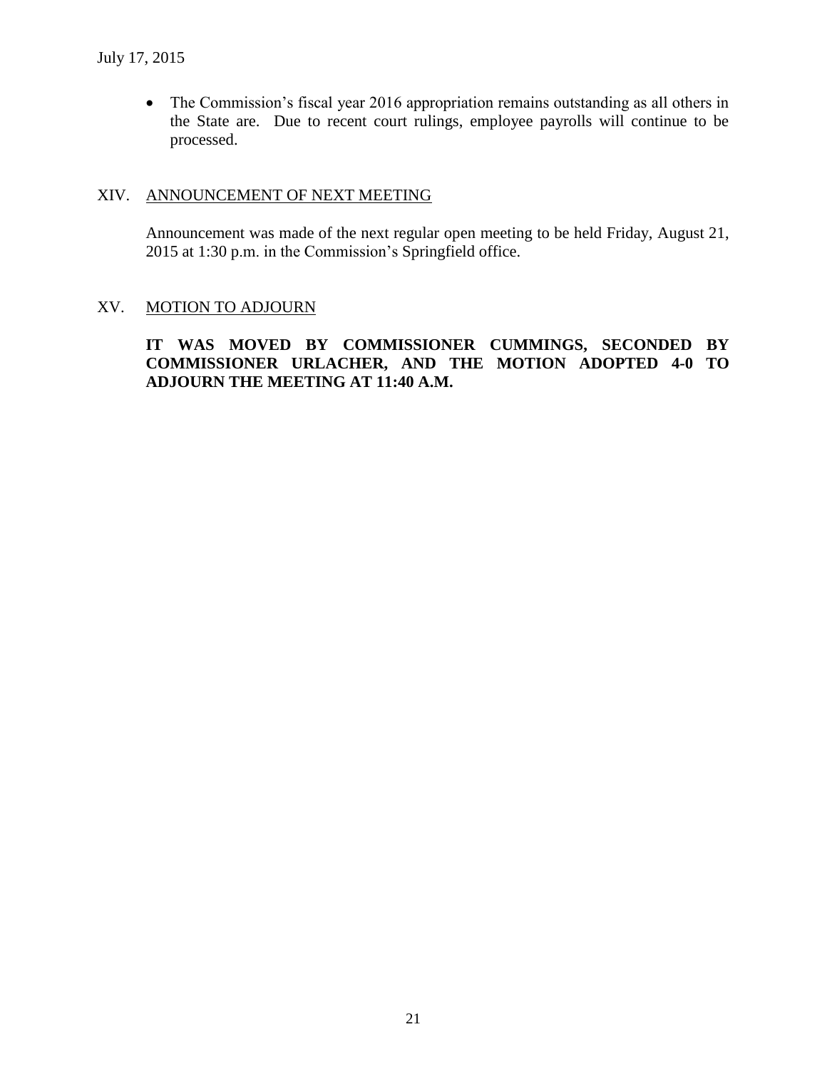- The Commission's fiscal year 2016 appropriation remains outstanding as all others in the State are. Due to recent court rulings, employee payrolls will continue to be processed.

## XIV. ANNOUNCEMENT OF NEXT MEETING

Announcement was made of the next regular open meeting to be held Friday, August 21, 2015 at 1:30 p.m. in the Commission's Springfield office.

## XV. MOTION TO ADJOURN

**IT WAS MOVED BY COMMISSIONER CUMMINGS, SECONDED BY COMMISSIONER URLACHER, AND THE MOTION ADOPTED 4-0 TO ADJOURN THE MEETING AT 11:40 A.M.**